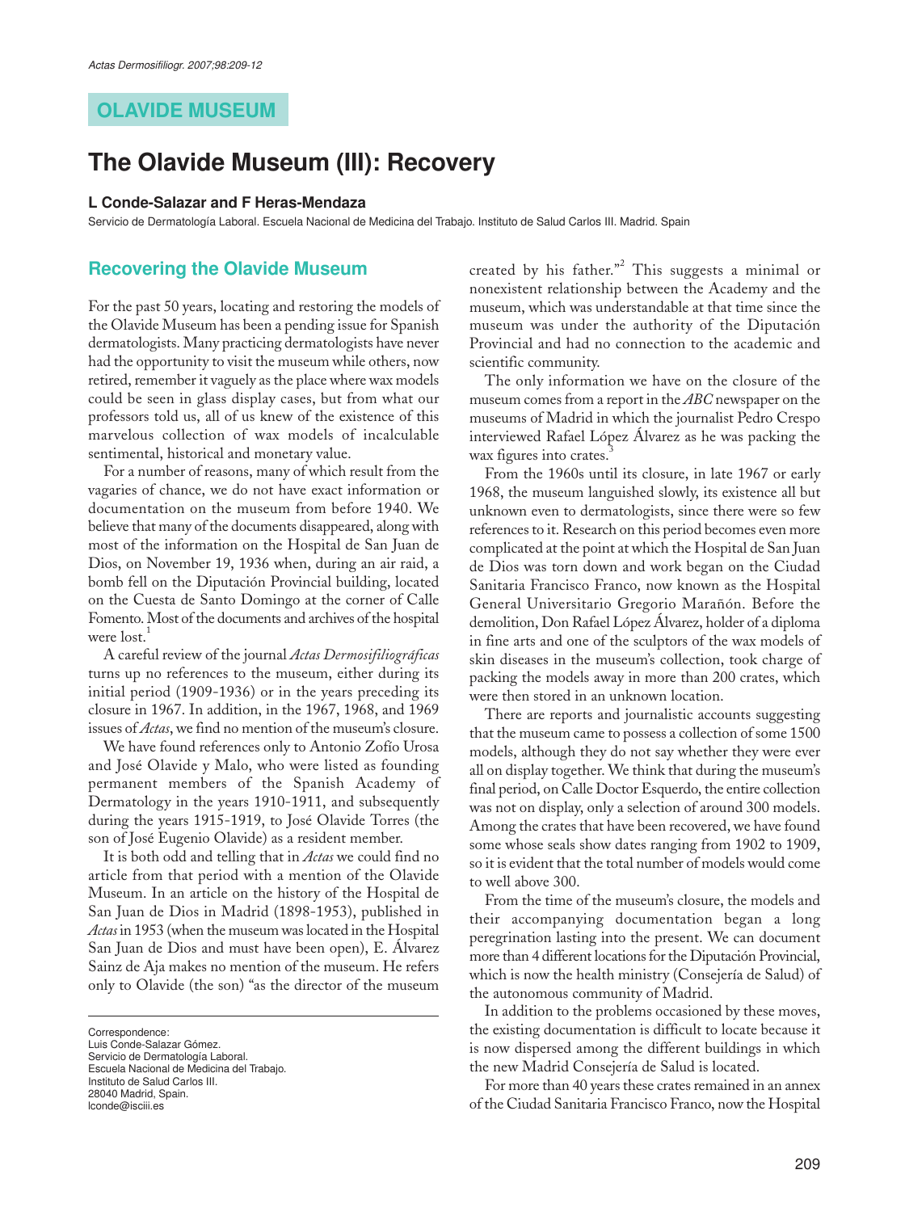OLAVIDE MUSEUM

# The Olavide Museum (III): Recovery

**L Conde-Salazar and F Heras-Mendaza**

Servicio de Dermatología Laboral. Escuela Nacional de Medicina del Trabajo. Instituto de Salud Carlos III. Madrid. Spain

## Recovering the Olavide Museum

For the past 50 years, locating and restoring the models of the Olavide Museum has been a pending issue for Spanish dermatologists. Many practicing dermatologists have never had the opportunity to visit the museum while others, now retired, remember it vaguely as the place where wax models could be seen in glass display cases, but from what our professors told us, all of us knew of the existence of this marvelous collection of wax models of incalculable sentimental, historical and monetary value.

For a number of reasons, many of which result from the vagaries of chance, we do not have exact information or documentation on the museum from before 1940. We believe that many of the documents disappeared, along with most of the information on the Hospital de San Juan de Dios, on November 19, 1936 when, during an air raid, a bomb fell on the Diputación Provincial building, located on the Cuesta de Santo Domingo at the corner of Calle Fomento. Most of the documents and archives of the hospital were lost.[1]

A careful review of the journal *Actas Dermosifiliográficas* turns up no references to the museum, either during its initial period (1909-1936) or in the years preceding its closure in 1967. In addition, in the 1967, 1968, and 1969 issues of *Actas*, we find no mention of the museum's closure.

We have found references only to Antonio Zofío Urosa and José Olavide y Malo, who were listed as founding permanent members of the Spanish Academy of Dermatology in the years 1910-1911, and subsequently during the years 1915-1919, to José Olavide Torres (the son of José Eugenio Olavide) as a resident member.

It is both odd and telling that in *Actas* we could find no article from that period with a mention of the Olavide Museum. In an article on the history of the Hospital de San Juan de Dios in Madrid (1898-1953), published in *Actas* in 1953 (when the museum was located in the Hospital San Juan de Dios and must have been open), E. Álvarez Sainz de Aja makes no mention of the museum. He refers only to Olavide (the son) "as the director of the museum created by his father."[2] This suggests a minimal or nonexistent relationship between the Academy and the museum, which was understandable at that time since the museum was under the authority of the Diputación Provincial and had no connection to the academic and scientific community.

The only information we have on the closure of the museum comes from a report in the *ABC* newspaper on the museums of Madrid in which the journalist Pedro Crespo interviewed Rafael López Álvarez as he was packing the wax figures into crates.[3]

From the 1960s until its closure, in late 1967 or early 1968, the museum languished slowly, its existence all but unknown even to dermatologists, since there were so few references to it. Research on this period becomes even more complicated at the point at which the Hospital de San Juan de Dios was torn down and work began on the Ciudad Sanitaria Francisco Franco, now known as the Hospital General Universitario Gregorio Marañón. Before the demolition, Don Rafael López Álvarez, holder of a diploma in fine arts and one of the sculptors of the wax models of skin diseases in the museum's collection, took charge of packing the models away in more than 200 crates, which were then stored in an unknown location.

There are reports and journalistic accounts suggesting that the museum came to possess a collection of some 1500 models, although they do not say whether they were ever all on display together. We think that during the museum's final period, on Calle Doctor Esquerdo, the entire collection was not on display, only a selection of around 300 models. Among the crates that have been recovered, we have found some whose seals show dates ranging from 1902 to 1909, so it is evident that the total number of models would come to well above 300.

From the time of the museum's closure, the models and their accompanying documentation began a long peregrination lasting into the present. We can document more than 4 different locations for the Diputación Provincial, which is now the health ministry (Consejería de Salud) of the autonomous community of Madrid.

In addition to the problems occasioned by these moves, the existing documentation is difficult to locate because it is now dispersed among the different buildings in which the new Madrid Consejería de Salud is located.

For more than 40 years these crates remained in an annex of the Ciudad Sanitaria Francisco Franco, now the Hospital

---

Correspondence:
Luis Conde-Salazar Gómez.
Servicio de Dermatología Laboral.
Escuela Nacional de Medicina del Trabajo.
Instituto de Salud Carlos III.
28040 Madrid, Spain.
lconde@isciii.es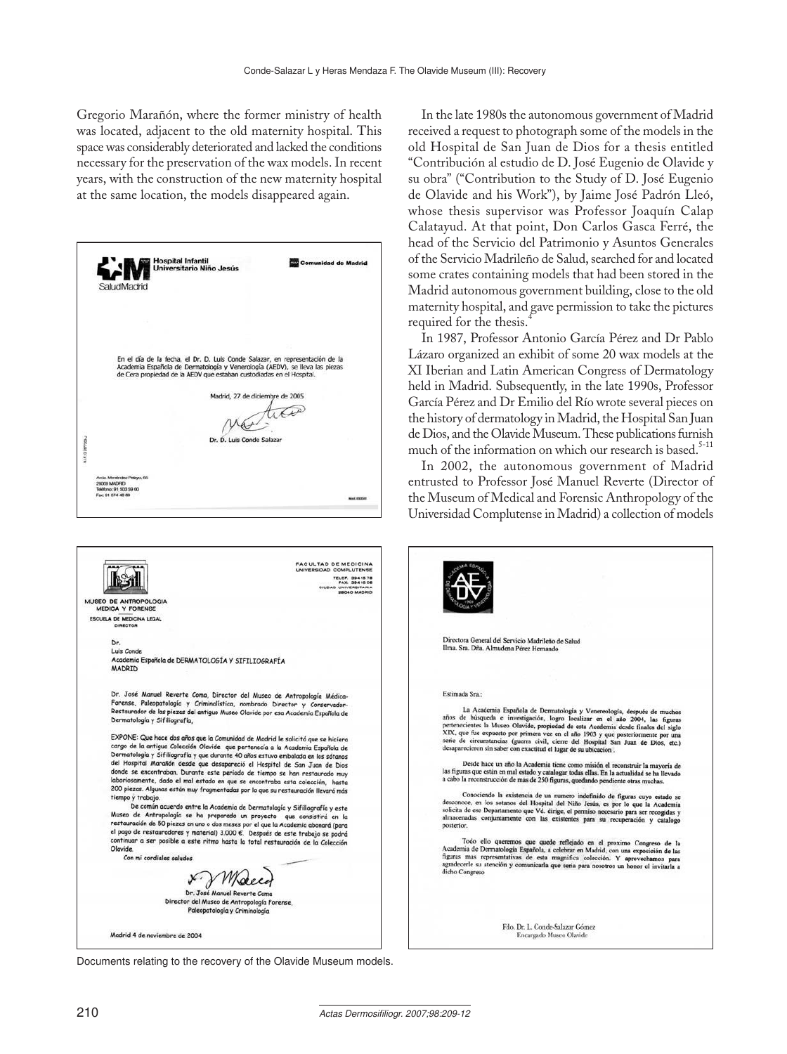Gregorio Marañón, where the former ministry of health was located, adjacent to the old maternity hospital. This space was considerably deteriorated and lacked the conditions necessary for the preservation of the wax models. In recent years, with the construction of the new maternity hospital at the same location, the models disappeared again.

In the late 1980s the autonomous government of Madrid received a request to photograph some of the models in the old Hospital de San Juan de Dios for a thesis entitled "Contribución al estudio de D. José Eugenio de Olavide y su obra" ("Contribution to the Study of D. José Eugenio de Olavide and his Work"), by Jaime José Padrón Lleó, whose thesis supervisor was Professor Joaquín Calap Calatayud. At that point, Don Carlos Gasca Ferré, the head of the Servicio del Patrimonio y Asuntos Generales of the Servicio Madrileño de Salud, searched for and located some crates containing models that had been stored in the Madrid autonomous government building, close to the old maternity hospital, and gave permission to take the pictures required for the thesis.[4]

In 1987, Professor Antonio García Pérez and Dr Pablo Lázaro organized an exhibit of some 20 wax models at the XI Iberian and Latin American Congress of Dermatology held in Madrid. Subsequently, in the late 1990s, Professor García Pérez and Dr Emilio del Río wrote several pieces on the history of dermatology in Madrid, the Hospital San Juan de Dios, and the Olavide Museum. These publications furnish much of the information on which our research is based.[5-11]

In 2002, the autonomous government of Madrid entrusted to Professor José Manuel Reverte (Director of the Museum of Medical and Forensic Anthropology of the Universidad Complutense in Madrid) a collection of models

Hospital Infantil Universitario Niño Jesús — SaludMadrid — Comunidad de Madrid

En el día de la fecha, el Dr. D. Luis Conde Salazar, en representación de la Academia Española de Dermatología y Venereología (AEDV), se lleva las piezas de Cera propiedad de la AEDV que estaban custodiadas en el Hospital.

Madrid, 27 de diciembre de 2005

Dr. D. Luis Conde Salazar

Avda. Menéndez Pelayo, 65
28009 MADRID
Teléfono: 91 503 59 00
Fax: 91 574 46 69

MUSEO DE ANTROPOLOGIA MEDICA Y FORENSE
ESCUELA DE MEDICINA LEGAL
DIRECTOR

FACULTAD DE MEDICINA
UNIVERSIDAD COMPLUTENSE
TELEF. 394 15 78
FAX: 394 16 06
CIUDAD UNIVERSITARIA
28040 MADRID

Dr.
Luis Conde
Academia Española de DERMATOLOGÍA Y SIFILIOGRAFÍA
MADRID

Dr. José Manuel Reverte Coma, Director del Museo de Antropología Médica-Forense, Paleopatología y Criminalística, nombrado Director y Conservador-Restaurador de las piezas del antiguo Museo Olavide por esa Academia Española de Dermatología y Sifiliografía,

EXPONE: Que hace dos años que la Comunidad de Madrid le solicitó que se hiciera cargo de la antigua Colección Olavide que pertenecía a la Academia Española de Dermatología y Sifiliografía y que durante 40 años estuvo embalada en los sótanos del Hospital Marañón desde que desapareció el Hospital de San Juan de Dios donde se encontraban. Durante este periodo de tiempo se han restaurado muy laboriosamente, dado el mal estado en que se encontraba esta colección, hasta 200 piezas. Algunas están muy fragmentadas por lo que su restauración llevará más tiempo y trabajo.

De común acuerdo entre la Academia de Dermatología y Sifiliografía y este Museo de Antropología se ha preparado un proyecto que consistirá en la restauración de 50 piezas en uno o dos meses por el que la Academia abonará (para el pago de restauradores y material) 3.000 €. Después de este trabajo se podrá continuar a ser posible a este ritmo hasta la total restauración de la Colección Olavide.

Con mi cordiales saludos

Dr. José Manuel Reverte Coma
Director del Museo de Antropología Forense, Paleopatología y Criminología

Madrid 4 de noviembre de 2004

Directora General del Servicio Madrileño de Salud
Ilma. Sra. Dña. Almudena Pérez Hernando

Estimada Sra.:

La Academia Española de Dermatología y Venereología, después de muchos años de búsqueda e investigación, logro localizar en el año 2004, las figuras pertenecientes la Museo Olavide, propiedad de esta Academia desde finales del siglo XIX, que fue expuesto por primera vez en el año 1903 y que posteriormente por una serie de circunstancias (guerra civil, cierre del Hospital San Juan de Dios, etc.) desaparecieron sin saber con exactitud el lugar de su ubicacion.

Desde hace un año la Academia tiene como misión el reconstruir la mayoría de las figuras que están en mal estado y catalogar todas ellas. En la actualidad se ha llevado a cabo la reconstrucción de mas de 250 figuras, quedando pendiente otras muchas.

Conociendo la existencia de un numero indefinido de figuras cuyo estado se desconoce, en los sotanos del Hospital del Niño Jesús, es por lo que la Academia solicita de ese Departamento que Vd. dirige, el permiso necesario para ser recogidas y almacenadas conjuntamente con las existentes para su recuperación y catalogo posterior.

Todo ello queremos que quede reflejado en el proximo Congreso de la Academia de Dermatología Española, a celebrar en Madrid, con una exposición de las figuras mas representativas de esta magnifica colección. Y aprovechamos para agradecerle su atención y comunicarla que sería para nosotros un honor el invitarla a dicho Congreso

Fdo. Dr. L. Conde-Salazar Gómez
Encargado Museo Olavide

Documents relating to the recovery of the Olavide Museum models.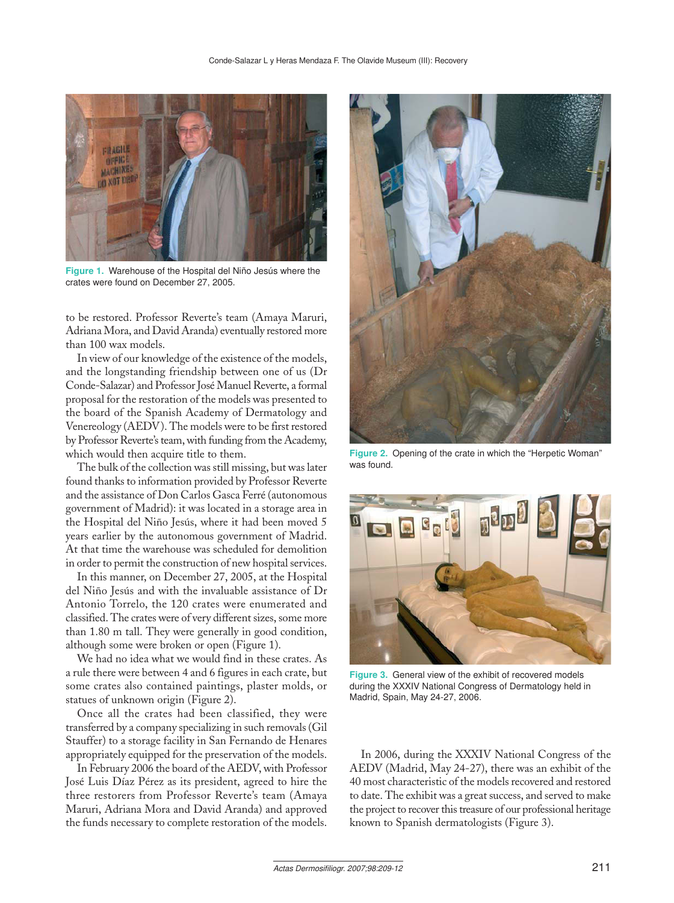Figure 1. Warehouse of the Hospital del Niño Jesús where the crates were found on December 27, 2005.

to be restored. Professor Reverte's team (Amaya Maruri, Adriana Mora, and David Aranda) eventually restored more than 100 wax models.

In view of our knowledge of the existence of the models, and the longstanding friendship between one of us (Dr Conde-Salazar) and Professor José Manuel Reverte, a formal proposal for the restoration of the models was presented to the board of the Spanish Academy of Dermatology and Venereology (AEDV). The models were to be first restored by Professor Reverte's team, with funding from the Academy, which would then acquire title to them.

The bulk of the collection was still missing, but was later found thanks to information provided by Professor Reverte and the assistance of Don Carlos Gasca Ferré (autonomous government of Madrid): it was located in a storage area in the Hospital del Niño Jesús, where it had been moved 5 years earlier by the autonomous government of Madrid. At that time the warehouse was scheduled for demolition in order to permit the construction of new hospital services.

In this manner, on December 27, 2005, at the Hospital del Niño Jesús and with the invaluable assistance of Dr Antonio Torrelo, the 120 crates were enumerated and classified. The crates were of very different sizes, some more than 1.80 m tall. They were generally in good condition, although some were broken or open (Figure 1).

We had no idea what we would find in these crates. As a rule there were between 4 and 6 figures in each crate, but some crates also contained paintings, plaster molds, or statues of unknown origin (Figure 2).

Once all the crates had been classified, they were transferred by a company specializing in such removals (Gil Stauffer) to a storage facility in San Fernando de Henares appropriately equipped for the preservation of the models.

In February 2006 the board of the AEDV, with Professor José Luis Díaz Pérez as its president, agreed to hire the three restorers from Professor Reverte's team (Amaya Maruri, Adriana Mora and David Aranda) and approved the funds necessary to complete restoration of the models.

Figure 2. Opening of the crate in which the "Herpetic Woman" was found.

Figure 3. General view of the exhibit of recovered models during the XXXIV National Congress of Dermatology held in Madrid, Spain, May 24-27, 2006.

In 2006, during the XXXIV National Congress of the AEDV (Madrid, May 24-27), there was an exhibit of the 40 most characteristic of the models recovered and restored to date. The exhibit was a great success, and served to make the project to recover this treasure of our professional heritage known to Spanish dermatologists (Figure 3).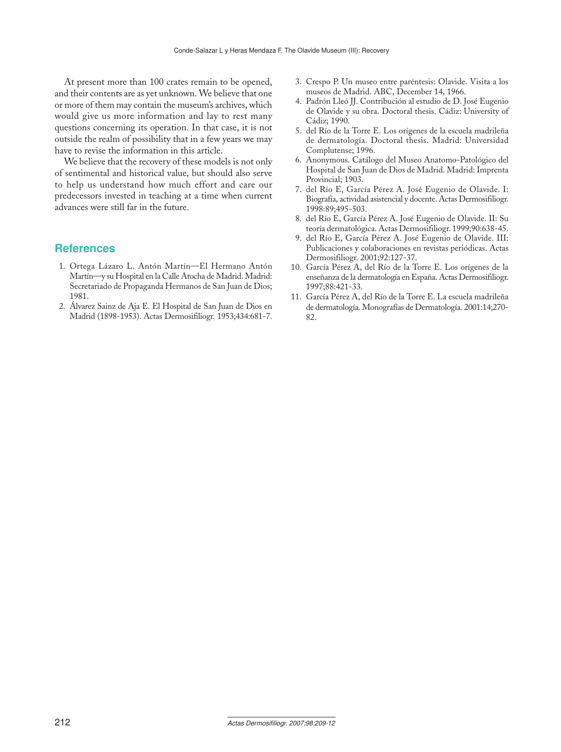At present more than 100 crates remain to be opened, and their contents are as yet unknown. We believe that one or more of them may contain the museum's archives, which would give us more information and lay to rest many questions concerning its operation. In that case, it is not outside the realm of possibility that in a few years we may have to revise the information in this article.

We believe that the recovery of these models is not only of sentimental and historical value, but should also serve to help us understand how much effort and care our predecessors invested in teaching at a time when current advances were still far in the future.

## References

1. Ortega Lázaro L. Antón Martín—El Hermano Antón Martín—y su Hospital en la Calle Atocha de Madrid. Madrid: Secretariado de Propaganda Hermanos de San Juan de Dios; 1981.
2. Álvarez Sainz de Aja E. El Hospital de San Juan de Dios en Madrid (1898-1953). Actas Dermosifiliogr. 1953;434:681-7.
3. Crespo P. Un museo entre paréntesis: Olavide. Visita a los museos de Madrid. ABC, December 14, 1966.
4. Padrón Lleó JJ. Contribución al estudio de D. José Eugenio de Olavide y su obra. Doctoral thesis. Cádiz: University of Cádiz; 1990.
5. del Río de la Torre E. Los orígenes de la escuela madrileña de dermatología. Doctoral thesis. Madrid: Universidad Complutense; 1996.
6. Anonymous. Catálogo del Museo Anatomo-Patológico del Hospital de San Juan de Dios de Madrid. Madrid: Imprenta Provincial; 1903.
7. del Río E, García Pérez A. José Eugenio de Olavide. I: Biografía, actividad asistencial y docente. Actas Dermosifiliogr. 1998:89;495-503.
8. del Río E, García Pérez A. José Eugenio de Olavide. II: Su teoría dermatológica. Actas Dermosifiliogr. 1999;90:638-45.
9. del Río E, García Pérez A. José Eugenio de Olavide. III: Publicaciones y colaboraciones en revistas periódicas. Actas Dermosifiliogr. 2001;92:127-37.
10. García Pérez A, del Río de la Torre E. Los orígenes de la enseñanza de la dermatología en España. Actas Dermosifiliogr. 1997;88:421-33.
11. García Pérez A, del Río de la Torre E. La escuela madrileña de dermatología. Monografías de Dermatología. 2001:14;270-82.